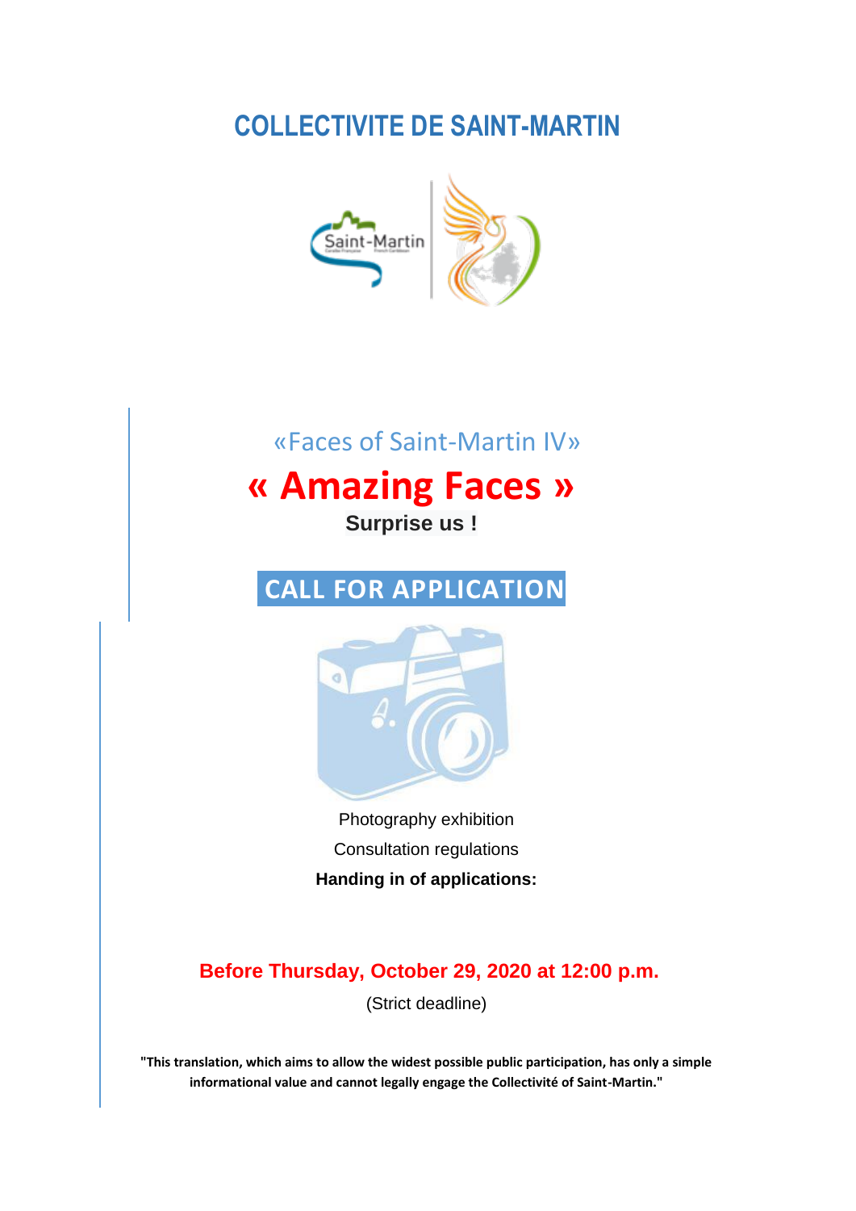# COLLECTIVITE DE SAINT-MARTIN

«Faces of Saint-Martin IV»

# « Amazing Faces »

**Surprise us !**

## CALL FOR APPLICATION

Photography exhibition

Consultation regulations

**Handing in of applications:**

**Before Thursday, October 29, 2020 at 12:00 p.m.**

(Strict deadline)

**"This translation, which aims to allow the widest possible public participation, has only a simple informational value and cannot legally engage the Collectivité of Saint-Martin."**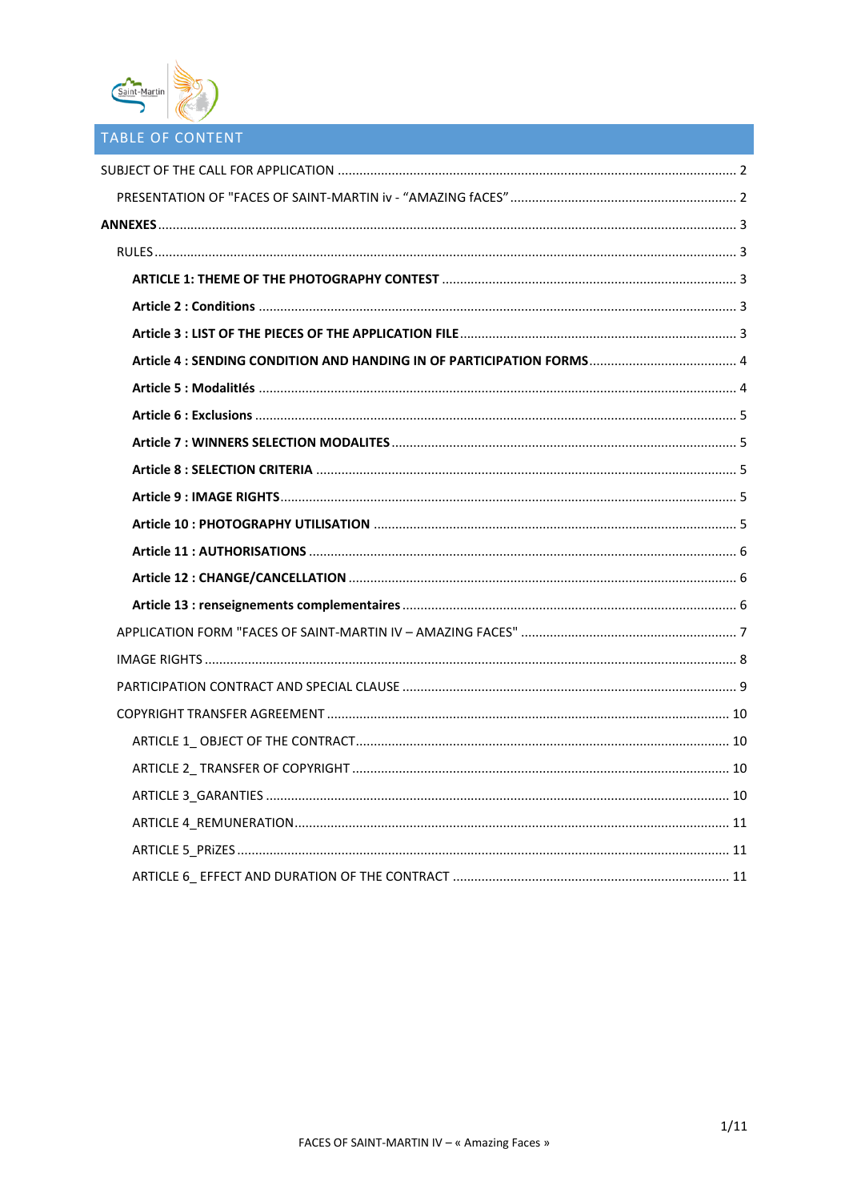# TABLE OF CONTENT

SUBJECT OF THE CALL FOR APPLICATION ............................................................ 2

PRESENTATION OF "FACES OF SAINT-MARTIN iv - “AMAZING fACES” ........................................ 2

**ANNEXES** ........................................................................................ 3

RULES .............................................................................................. 3

**ARTICLE 1: THEME OF THE PHOTOGRAPHY CONTEST** ..................................................... 3

**Article 2 : Conditions** ........................................................................... 3

**Article 3 : LIST OF THE PIECES OF THE APPLICATION FILE** ............................................. 3

**Article 4 : SENDING CONDITION AND HANDING IN OF PARTICIPATION FORMS** .............................. 4

**Article 5 : Modalitlés** ........................................................................... 4

**Article 6 : Exclusions** ........................................................................... 5

**Article 7 : WINNERS SELECTION MODALITES** ........................................................... 5

**Article 8 : SELECTION CRITERIA** ................................................................... 5

**Article 9 : IMAGE RIGHTS** ......................................................................... 5

**Article 10 : PHOTOGRAPHY UTILISATION** ............................................................ 5

**Article 11 : AUTHORISATIONS** ..................................................................... 6

**Article 12 : CHANGE/CANCELLATION** ................................................................ 6

**Article 13 : renseignements complementaires** ....................................................... 6

APPLICATION FORM "FACES OF SAINT-MARTIN IV – AMAZING FACES" ........................................... 7

IMAGE RIGHTS ...................................................................................... 8

PARTICIPATION CONTRACT AND SPECIAL CLAUSE ......................................................... 9

COPYRIGHT TRANSFER AGREEMENT ..................................................................... 10

ARTICLE 1_ OBJECT OF THE CONTRACT ................................................................ 10

ARTICLE 2_ TRANSFER OF COPYRIGHT ................................................................. 10

ARTICLE 3_GARANTIES .............................................................................. 10

ARTICLE 4_REMUNERATION ........................................................................... 11

ARTICLE 5_PRiZES ................................................................................. 11

ARTICLE 6_ EFFECT AND DURATION OF THE CONTRACT .................................................... 11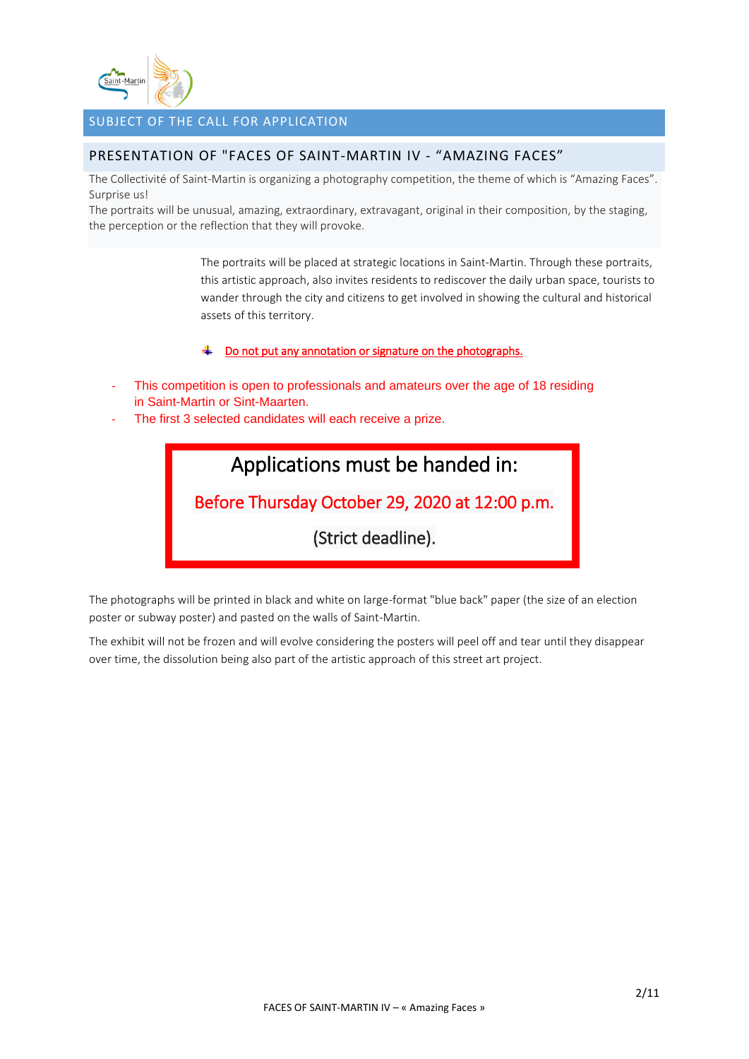## SUBJECT OF THE CALL FOR APPLICATION

### PRESENTATION OF "FACES OF SAINT-MARTIN IV - "AMAZING FACES"

The Collectivité of Saint-Martin is organizing a photography competition, the theme of which is "Amazing Faces". Surprise us!

The portraits will be unusual, amazing, extraordinary, extravagant, original in their composition, by the staging, the perception or the reflection that they will provoke.

The portraits will be placed at strategic locations in Saint-Martin. Through these portraits, this artistic approach, also invites residents to rediscover the daily urban space, tourists to wander through the city and citizens to get involved in showing the cultural and historical assets of this territory.

- <u>Do not put any annotation or signature on the photographs.</u>

- This competition is open to professionals and amateurs over the age of 18 residing in Saint-Martin or Sint-Maarten.
- The first 3 selected candidates will each receive a prize.

**Applications must be handed in:**

**Before Thursday October 29, 2020 at 12:00 p.m.**

**(Strict deadline).**

The photographs will be printed in black and white on large-format "blue back" paper (the size of an election poster or subway poster) and pasted on the walls of Saint-Martin.

The exhibit will not be frozen and will evolve considering the posters will peel off and tear until they disappear over time, the dissolution being also part of the artistic approach of this street art project.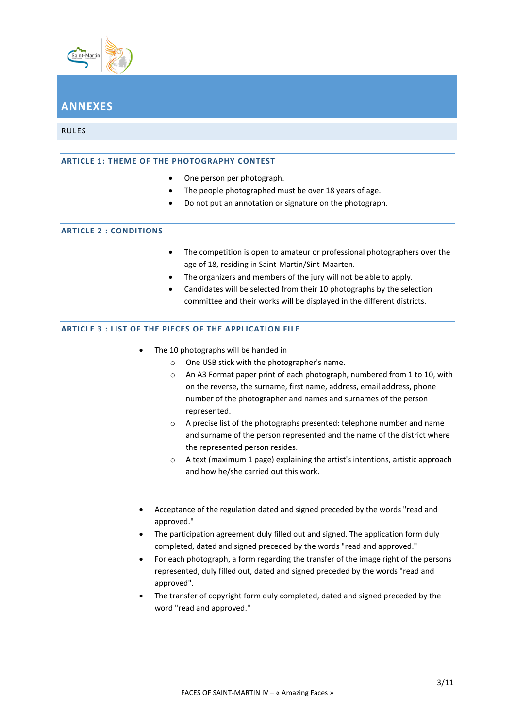# ANNEXES

## RULES

### ARTICLE 1: THEME OF THE PHOTOGRAPHY CONTEST

- One person per photograph.
- The people photographed must be over 18 years of age.
- Do not put an annotation or signature on the photograph.

### ARTICLE 2 : CONDITIONS

- The competition is open to amateur or professional photographers over the age of 18, residing in Saint-Martin/Sint-Maarten.
- The organizers and members of the jury will not be able to apply.
- Candidates will be selected from their 10 photographs by the selection committee and their works will be displayed in the different districts.

### ARTICLE 3 : LIST OF THE PIECES OF THE APPLICATION FILE

- The 10 photographs will be handed in
  - One USB stick with the photographer's name.
  - An A3 Format paper print of each photograph, numbered from 1 to 10, with on the reverse, the surname, first name, address, email address, phone number of the photographer and names and surnames of the person represented.
  - A precise list of the photographs presented: telephone number and name and surname of the person represented and the name of the district where the represented person resides.
  - A text (maximum 1 page) explaining the artist's intentions, artistic approach and how he/she carried out this work.

- Acceptance of the regulation dated and signed preceded by the words "read and approved."
- The participation agreement duly filled out and signed. The application form duly completed, dated and signed preceded by the words "read and approved."
- For each photograph, a form regarding the transfer of the image right of the persons represented, duly filled out, dated and signed preceded by the words "read and approved".
- The transfer of copyright form duly completed, dated and signed preceded by the word "read and approved."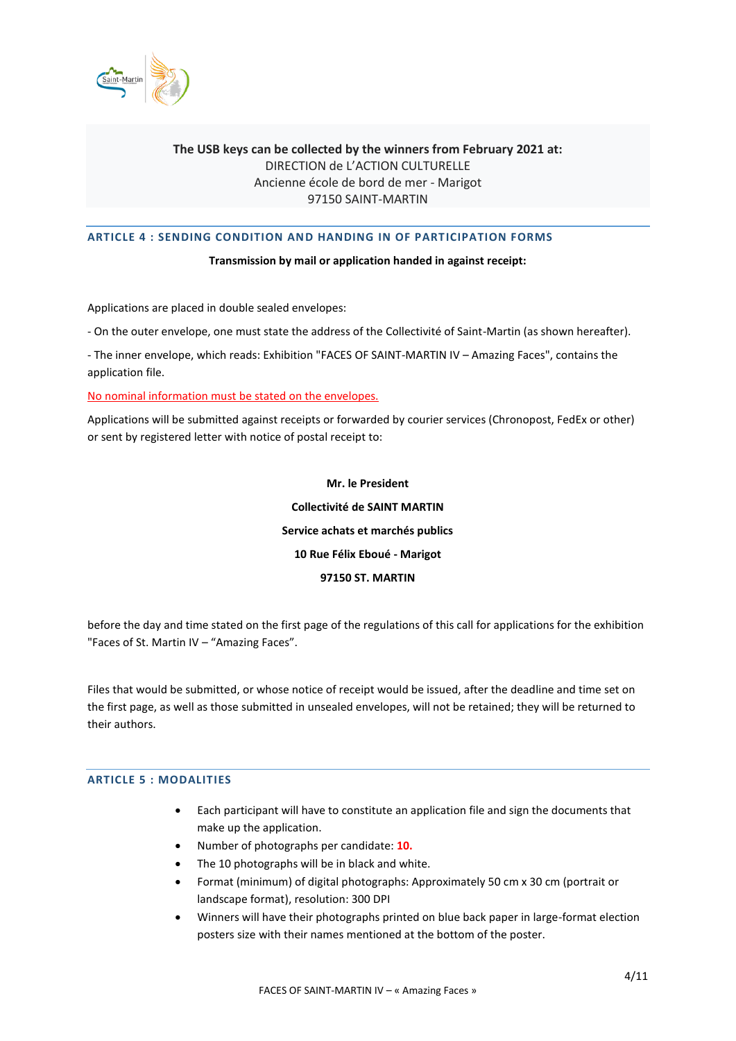**The USB keys can be collected by the winners from February 2021 at:**
DIRECTION de L'ACTION CULTURELLE
Ancienne école de bord de mer - Marigot
97150 SAINT-MARTIN

## ARTICLE 4 : SENDING CONDITION AND HANDING IN OF PARTICIPATION FORMS

**Transmission by mail or application handed in against receipt:**

Applications are placed in double sealed envelopes:

- On the outer envelope, one must state the address of the Collectivité of Saint-Martin (as shown hereafter).

- The inner envelope, which reads: Exhibition "FACES OF SAINT-MARTIN IV – Amazing Faces", contains the application file.

No nominal information must be stated on the envelopes.

Applications will be submitted against receipts or forwarded by courier services (Chronopost, FedEx or other) or sent by registered letter with notice of postal receipt to:

**Mr. le President**

**Collectivité de SAINT MARTIN**

**Service achats et marchés publics**

**10 Rue Félix Eboué - Marigot**

**97150 ST. MARTIN**

before the day and time stated on the first page of the regulations of this call for applications for the exhibition "Faces of St. Martin IV – "Amazing Faces".

Files that would be submitted, or whose notice of receipt would be issued, after the deadline and time set on the first page, as well as those submitted in unsealed envelopes, will not be retained; they will be returned to their authors.

## ARTICLE 5 : MODALITIES

- Each participant will have to constitute an application file and sign the documents that make up the application.
- Number of photographs per candidate: **10.**
- The 10 photographs will be in black and white.
- Format (minimum) of digital photographs: Approximately 50 cm x 30 cm (portrait or landscape format), resolution: 300 DPI
- Winners will have their photographs printed on blue back paper in large-format election posters size with their names mentioned at the bottom of the poster.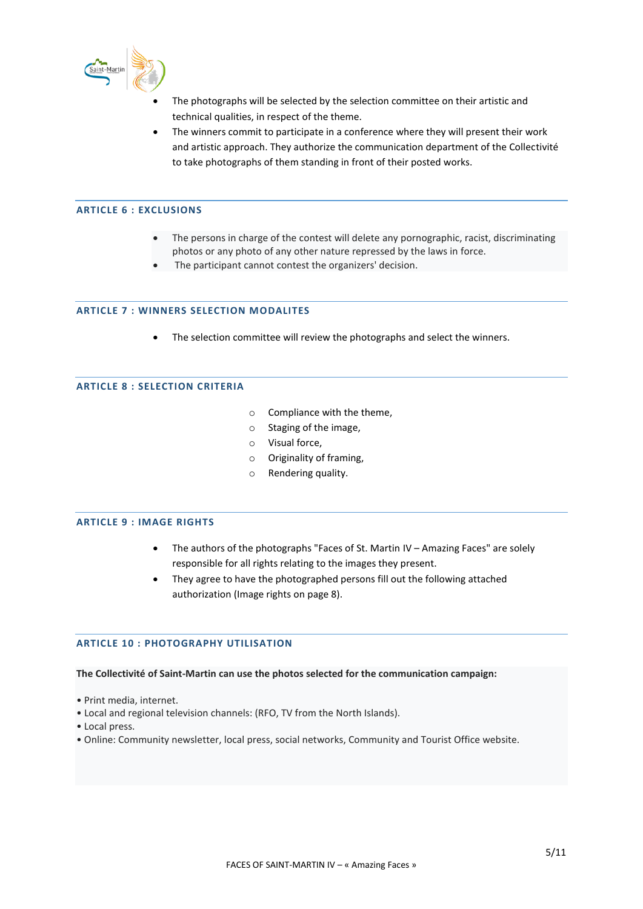- The photographs will be selected by the selection committee on their artistic and technical qualities, in respect of the theme.
- The winners commit to participate in a conference where they will present their work and artistic approach. They authorize the communication department of the Collectivité to take photographs of them standing in front of their posted works.

## ARTICLE 6 : EXCLUSIONS

- The persons in charge of the contest will delete any pornographic, racist, discriminating photos or any photo of any other nature repressed by the laws in force.
- The participant cannot contest the organizers' decision.

## ARTICLE 7 : WINNERS SELECTION MODALITES

- The selection committee will review the photographs and select the winners.

## ARTICLE 8 : SELECTION CRITERIA

- Compliance with the theme,
- Staging of the image,
- Visual force,
- Originality of framing,
- Rendering quality.

## ARTICLE 9 : IMAGE RIGHTS

- The authors of the photographs "Faces of St. Martin IV – Amazing Faces" are solely responsible for all rights relating to the images they present.
- They agree to have the photographed persons fill out the following attached authorization (Image rights on page 8).

## ARTICLE 10 : PHOTOGRAPHY UTILISATION

**The Collectivité of Saint-Martin can use the photos selected for the communication campaign:**

- Print media, internet.
- Local and regional television channels: (RFO, TV from the North Islands).
- Local press.
- Online: Community newsletter, local press, social networks, Community and Tourist Office website.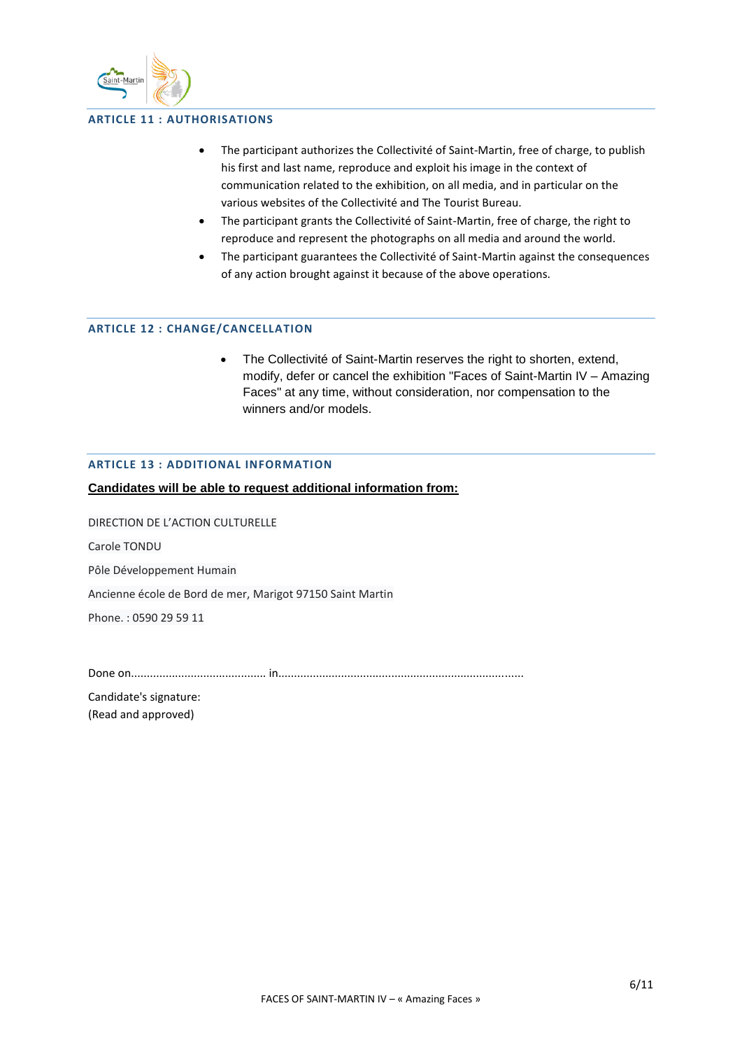## ARTICLE 11 : AUTHORISATIONS

- The participant authorizes the Collectivité of Saint-Martin, free of charge, to publish his first and last name, reproduce and exploit his image in the context of communication related to the exhibition, on all media, and in particular on the various websites of the Collectivité and The Tourist Bureau.
- The participant grants the Collectivité of Saint-Martin, free of charge, the right to reproduce and represent the photographs on all media and around the world.
- The participant guarantees the Collectivité of Saint-Martin against the consequences of any action brought against it because of the above operations.

## ARTICLE 12 : CHANGE/CANCELLATION

- The Collectivité of Saint-Martin reserves the right to shorten, extend, modify, defer or cancel the exhibition "Faces of Saint-Martin IV – Amazing Faces" at any time, without consideration, nor compensation to the winners and/or models.

## ARTICLE 13 : ADDITIONAL INFORMATION

**Candidates will be able to request additional information from:**

DIRECTION DE L'ACTION CULTURELLE

Carole TONDU

Pôle Développement Humain

Ancienne école de Bord de mer, Marigot 97150 Saint Martin

Phone. : 0590 29 59 11

Done on........................................... in..............................................................................

Candidate's signature:
(Read and approved)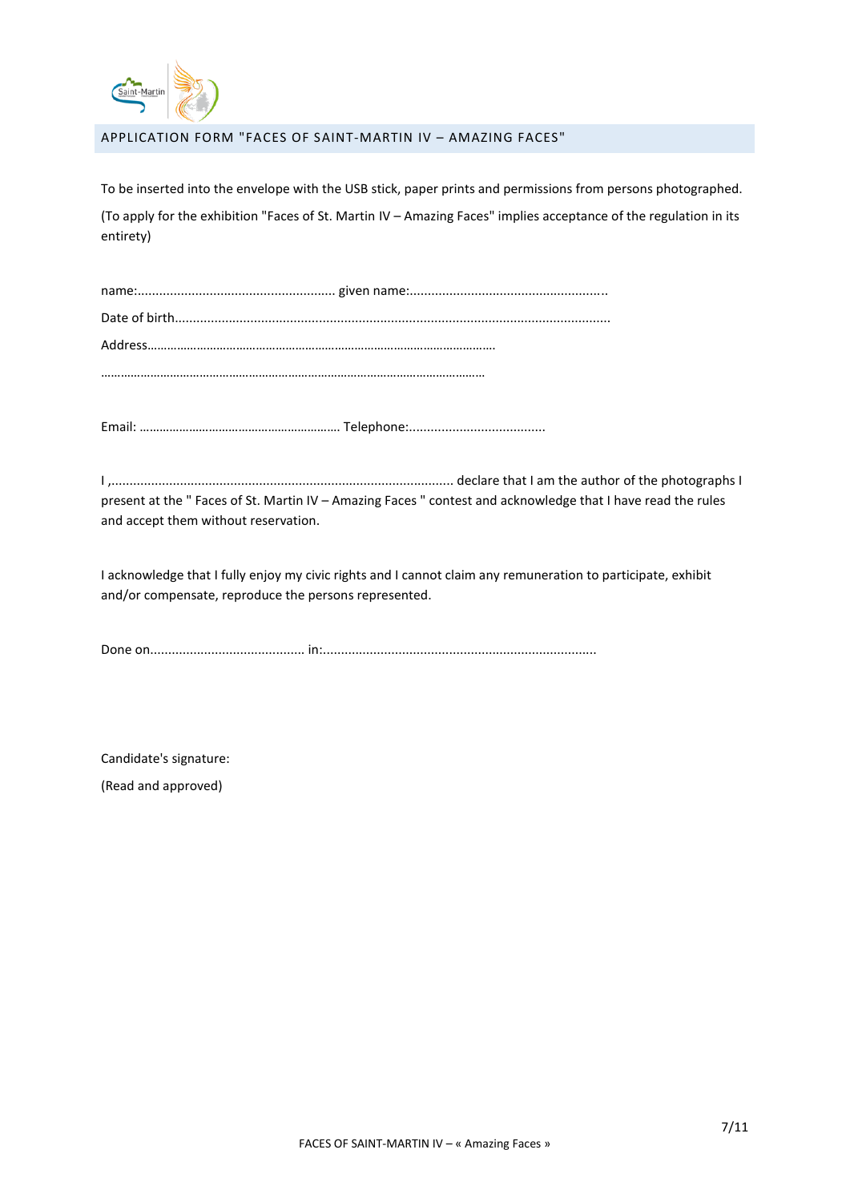## APPLICATION FORM "FACES OF SAINT-MARTIN IV – AMAZING FACES"

To be inserted into the envelope with the USB stick, paper prints and permissions from persons photographed.

(To apply for the exhibition "Faces of St. Martin IV – Amazing Faces" implies acceptance of the regulation in its entirety)

name:...................................................... given name:......................................................

Date of birth...........................................................................................................................

Address……………………………………………………………………………………………………

……………………………………………………………………………………………………………

Email: …………………………………………………… Telephone:......................................

I ,............................................................................................. declare that I am the author of the photographs I present at the " Faces of St. Martin IV – Amazing Faces " contest and acknowledge that I have read the rules and accept them without reservation.

I acknowledge that I fully enjoy my civic rights and I cannot claim any remuneration to participate, exhibit and/or compensate, reproduce the persons represented.

Done on.......................................... in:...........................................................................

Candidate's signature:

(Read and approved)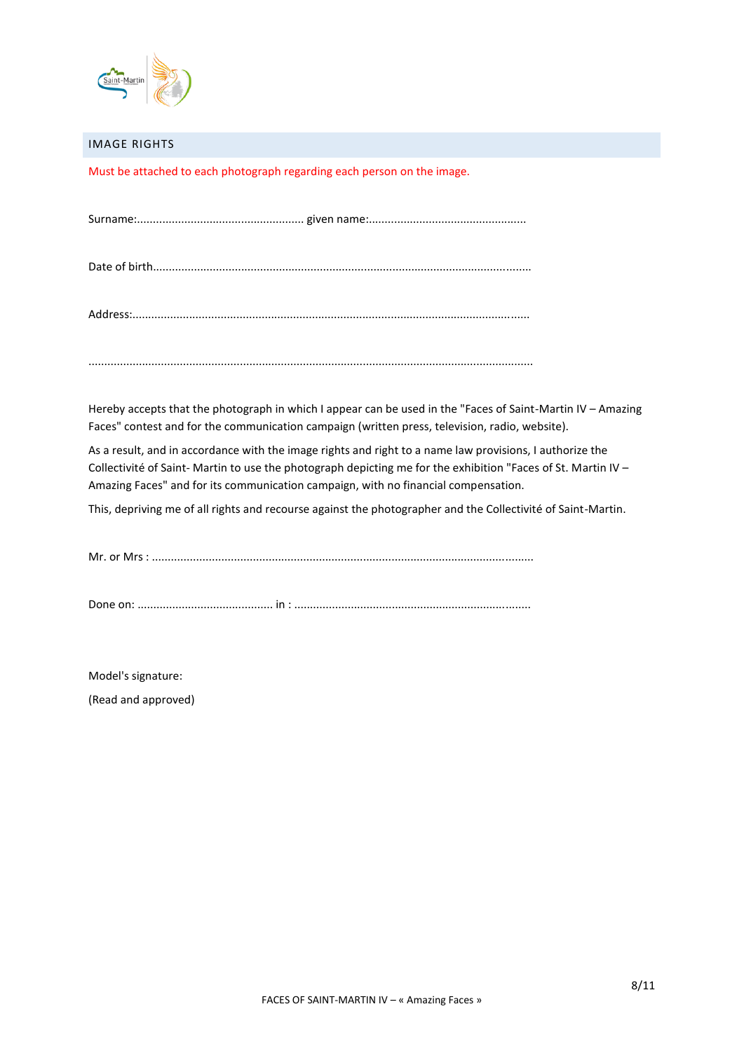## IMAGE RIGHTS

Must be attached to each photograph regarding each person on the image.

Surname:..................................................... given name:..................................................

Date of birth.......................................................................................................................

Address:.............................................................................................................................

...........................................................................................................................................

Hereby accepts that the photograph in which I appear can be used in the "Faces of Saint-Martin IV – Amazing Faces" contest and for the communication campaign (written press, television, radio, website).

As a result, and in accordance with the image rights and right to a name law provisions, I authorize the Collectivité of Saint- Martin to use the photograph depicting me for the exhibition "Faces of St. Martin IV – Amazing Faces" and for its communication campaign, with no financial compensation.

This, depriving me of all rights and recourse against the photographer and the Collectivité of Saint-Martin.

Mr. or Mrs : .........................................................................................................................

Done on: ........................................... in : ...........................................................................

Model's signature:

(Read and approved)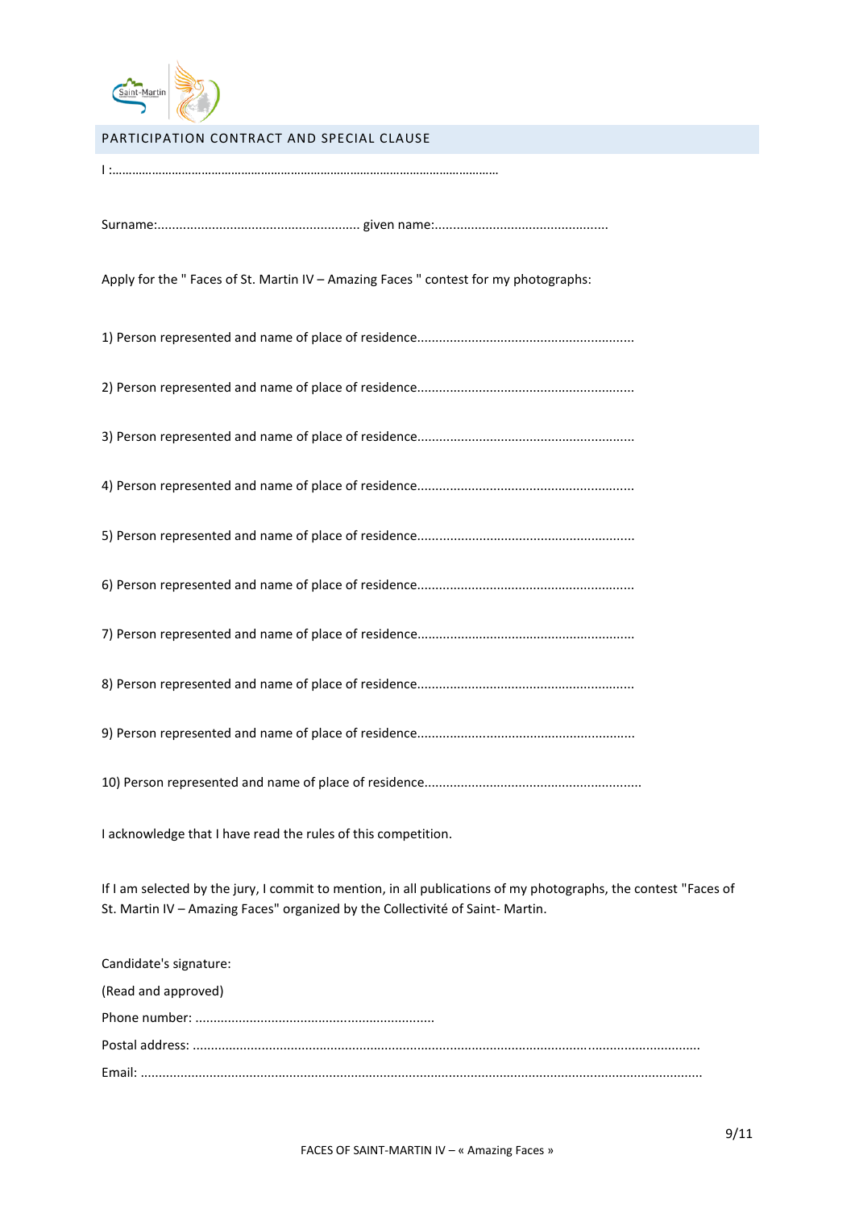## PARTICIPATION CONTRACT AND SPECIAL CLAUSE

I :………………………………………………………………………………………………………

Surname:........................................................ given name:................................................

Apply for the " Faces of St. Martin IV – Amazing Faces " contest for my photographs:

1) Person represented and name of place of residence...........................................................

2) Person represented and name of place of residence...........................................................

3) Person represented and name of place of residence...........................................................

4) Person represented and name of place of residence...........................................................

5) Person represented and name of place of residence...........................................................

6) Person represented and name of place of residence...........................................................

7) Person represented and name of place of residence...........................................................

8) Person represented and name of place of residence...........................................................

9) Person represented and name of place of residence...........................................................

10) Person represented and name of place of residence...........................................................

I acknowledge that I have read the rules of this competition.

If I am selected by the jury, I commit to mention, in all publications of my photographs, the contest "Faces of St. Martin IV – Amazing Faces" organized by the Collectivité of Saint- Martin.

Candidate's signature:

(Read and approved)

Phone number: .................................................................

Postal address: ..........................................................................................................................................

Email: ........................................................................................................................................................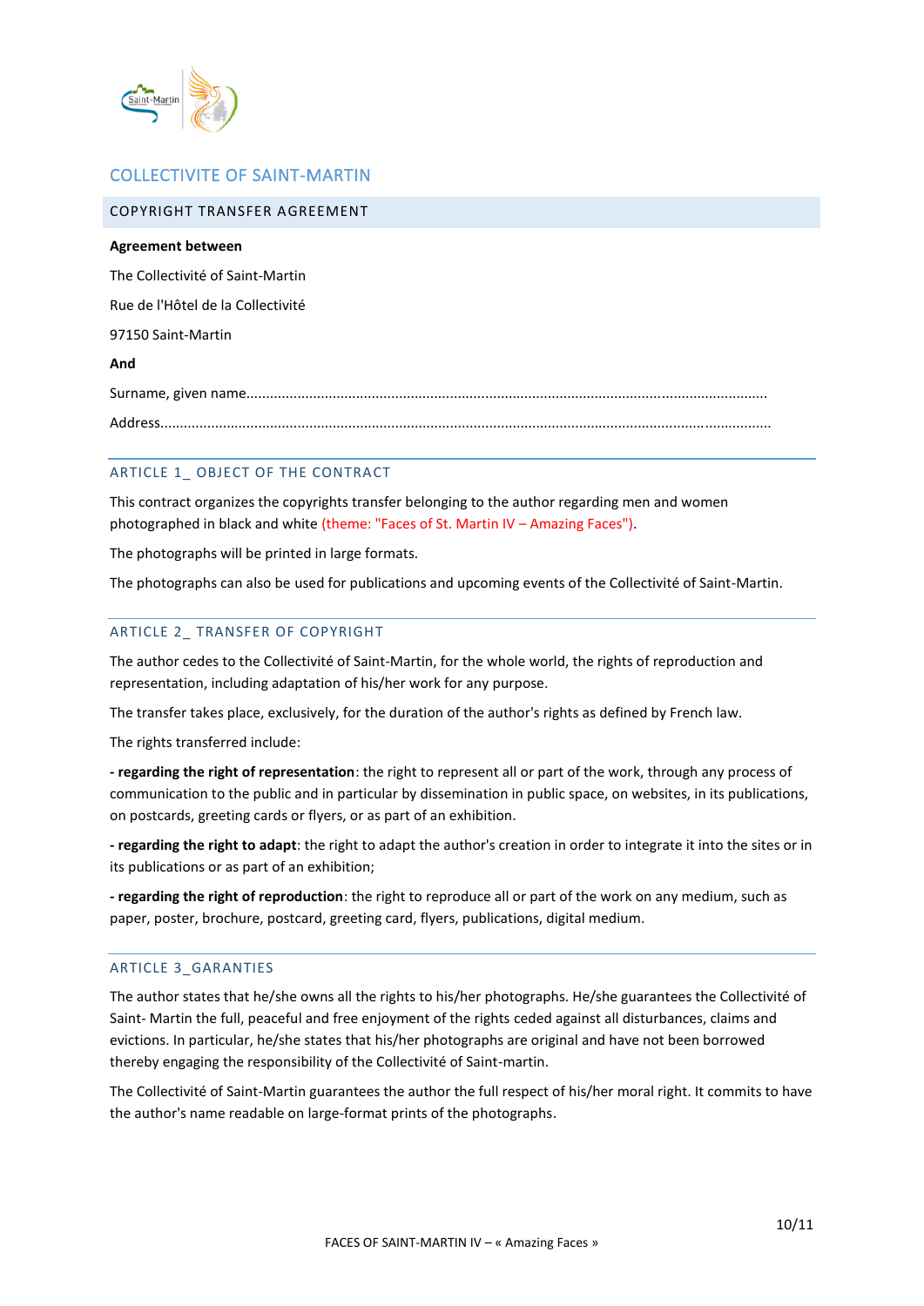# COLLECTIVITE OF SAINT-MARTIN

## COPYRIGHT TRANSFER AGREEMENT

**Agreement between**

The Collectivité of Saint-Martin

Rue de l'Hôtel de la Collectivité

97150 Saint-Martin

**And**

Surname, given name.......................................................................................................................................

Address...........................................................................................................................................................

### ARTICLE 1_ OBJECT OF THE CONTRACT

This contract organizes the copyrights transfer belonging to the author regarding men and women photographed in black and white (theme: "Faces of St. Martin IV – Amazing Faces").

The photographs will be printed in large formats.

The photographs can also be used for publications and upcoming events of the Collectivité of Saint-Martin.

### ARTICLE 2_ TRANSFER OF COPYRIGHT

The author cedes to the Collectivité of Saint-Martin, for the whole world, the rights of reproduction and representation, including adaptation of his/her work for any purpose.

The transfer takes place, exclusively, for the duration of the author's rights as defined by French law.

The rights transferred include:

**- regarding the right of representation**: the right to represent all or part of the work, through any process of communication to the public and in particular by dissemination in public space, on websites, in its publications, on postcards, greeting cards or flyers, or as part of an exhibition.

**- regarding the right to adapt**: the right to adapt the author's creation in order to integrate it into the sites or in its publications or as part of an exhibition;

**- regarding the right of reproduction**: the right to reproduce all or part of the work on any medium, such as paper, poster, brochure, postcard, greeting card, flyers, publications, digital medium.

### ARTICLE 3_GARANTIES

The author states that he/she owns all the rights to his/her photographs. He/she guarantees the Collectivité of Saint- Martin the full, peaceful and free enjoyment of the rights ceded against all disturbances, claims and evictions. In particular, he/she states that his/her photographs are original and have not been borrowed thereby engaging the responsibility of the Collectivité of Saint-martin.

The Collectivité of Saint-Martin guarantees the author the full respect of his/her moral right. It commits to have the author's name readable on large-format prints of the photographs.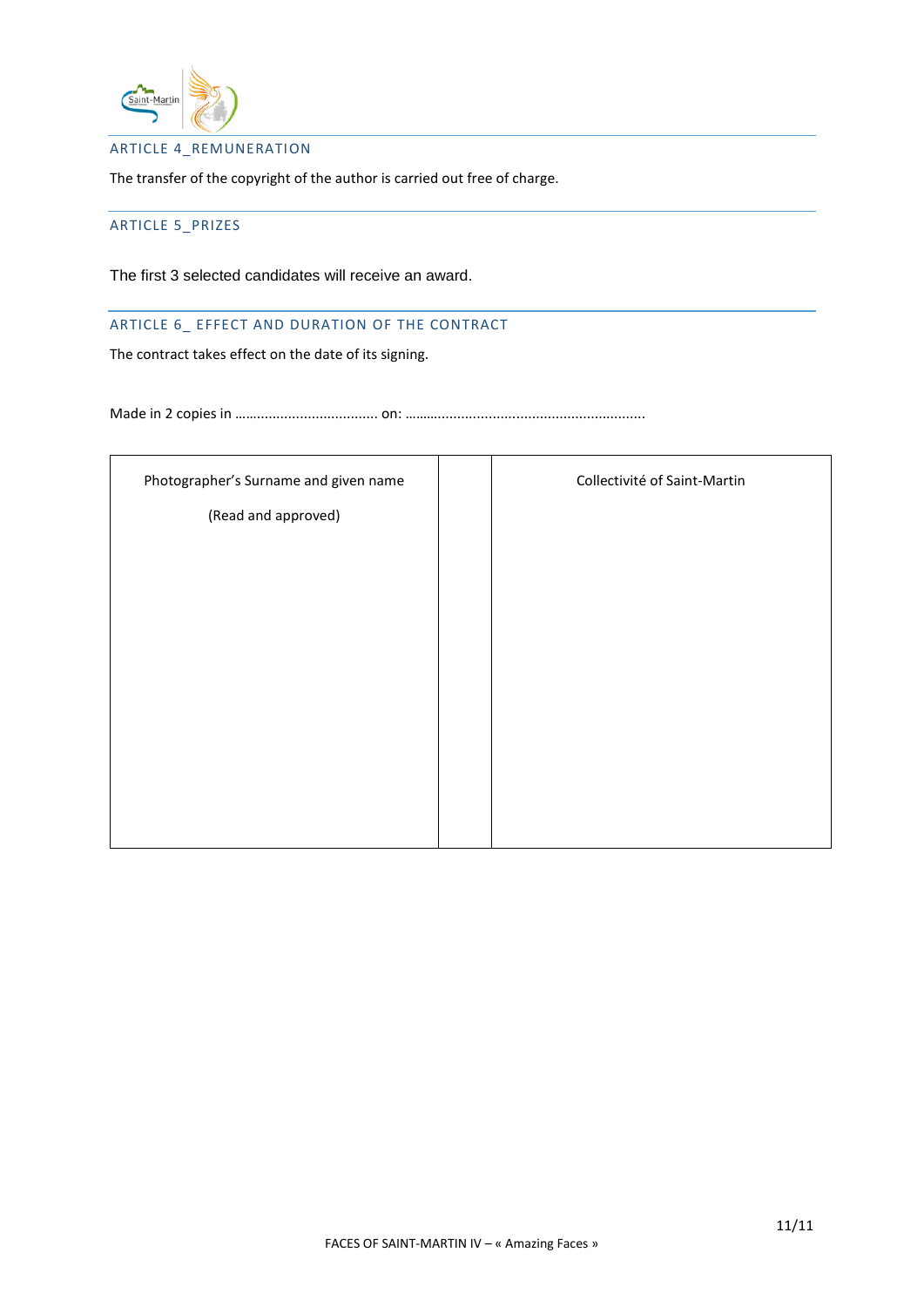## ARTICLE 4_REMUNERATION

The transfer of the copyright of the author is carried out free of charge.

## ARTICLE 5_PRIZES

The first 3 selected candidates will receive an award.

## ARTICLE 6_ EFFECT AND DURATION OF THE CONTRACT

The contract takes effect on the date of its signing.

Made in 2 copies in ..................................... on: .............................................................

| | | |
|---|---|---|
| Photographer's Surname and given name<br><br>(Read and approved) | | Collectivité of Saint-Martin |